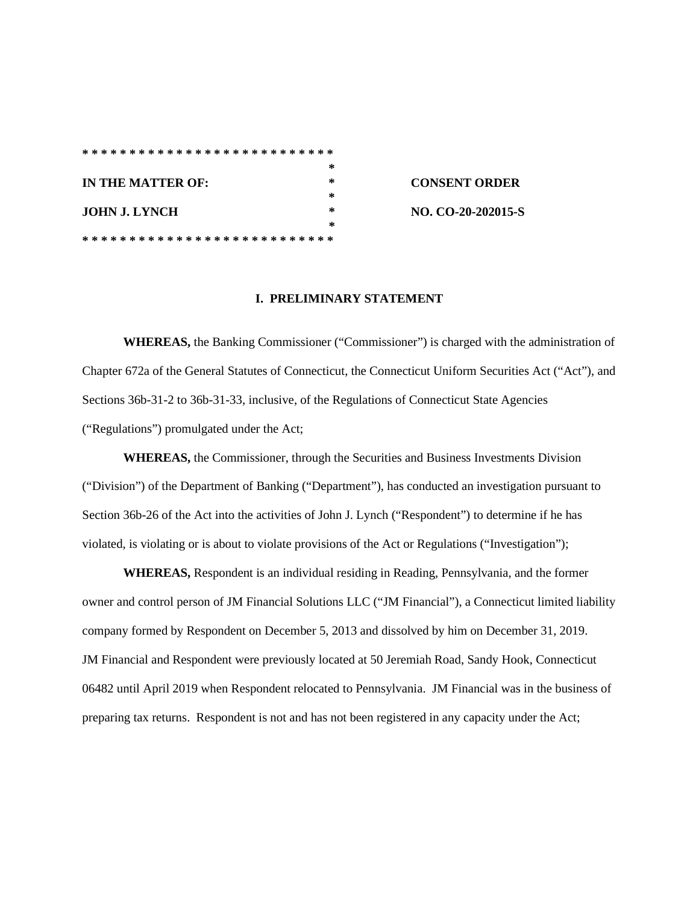```
* * * * * * * * * * * * * * * * * * * * * * * * * * *
                                                    *
IN THE MATTER OF:                                   *        CONSENT ORDER
                                                    *
JOHN J. LYNCH                                       *        NO. CO-20-202015-S
                                                    *
* * * * * * * * * * * * * * * * * * * * * * * * * * *
```

## I. PRELIMINARY STATEMENT

**WHEREAS,** the Banking Commissioner ("Commissioner") is charged with the administration of Chapter 672a of the General Statutes of Connecticut, the Connecticut Uniform Securities Act ("Act"), and Sections 36b-31-2 to 36b-31-33, inclusive, of the Regulations of Connecticut State Agencies ("Regulations") promulgated under the Act;

**WHEREAS,** the Commissioner, through the Securities and Business Investments Division ("Division") of the Department of Banking ("Department"), has conducted an investigation pursuant to Section 36b-26 of the Act into the activities of John J. Lynch ("Respondent") to determine if he has violated, is violating or is about to violate provisions of the Act or Regulations ("Investigation");

**WHEREAS,** Respondent is an individual residing in Reading, Pennsylvania, and the former owner and control person of JM Financial Solutions LLC ("JM Financial"), a Connecticut limited liability company formed by Respondent on December 5, 2013 and dissolved by him on December 31, 2019. JM Financial and Respondent were previously located at 50 Jeremiah Road, Sandy Hook, Connecticut 06482 until April 2019 when Respondent relocated to Pennsylvania. JM Financial was in the business of preparing tax returns. Respondent is not and has not been registered in any capacity under the Act;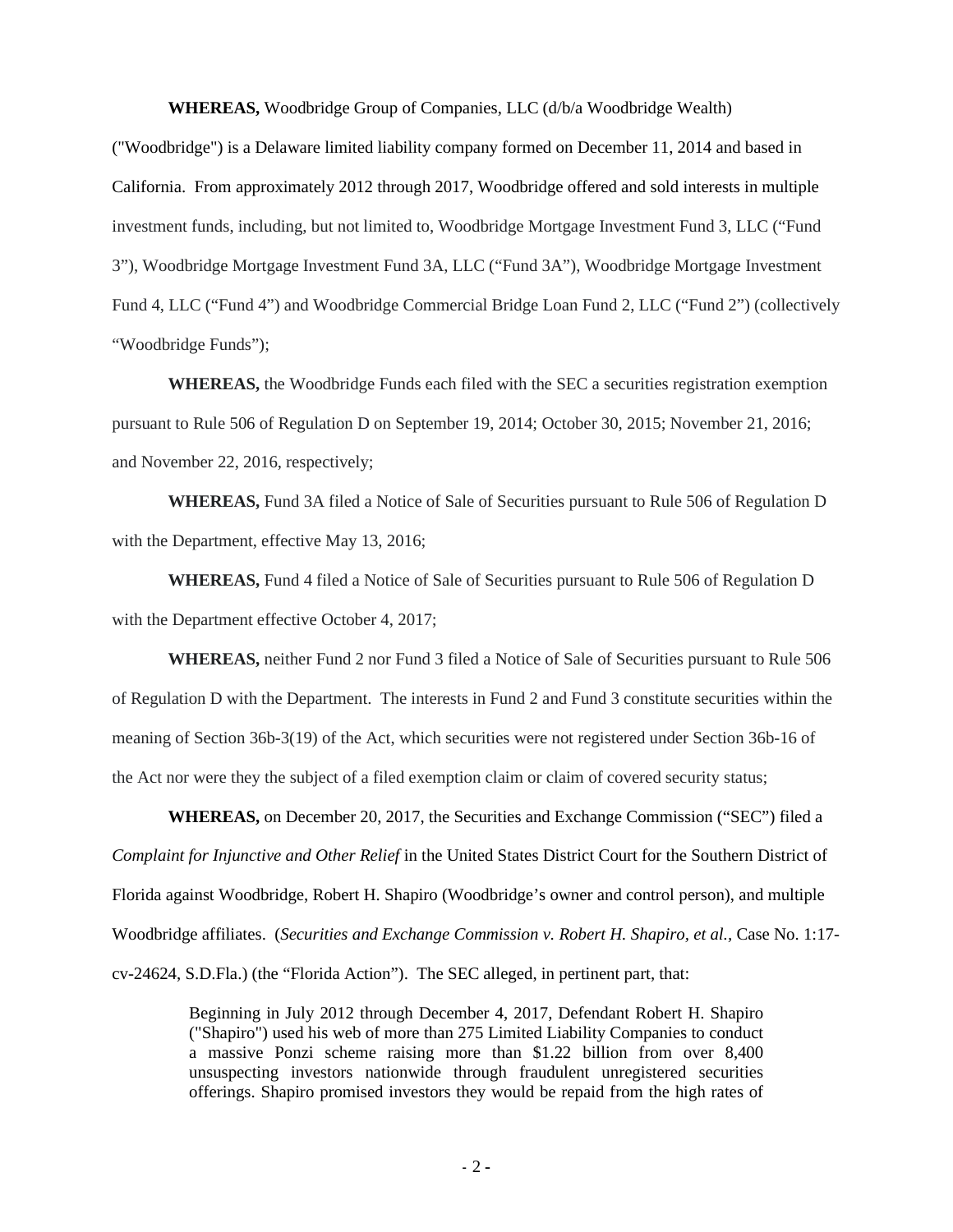**WHEREAS,** Woodbridge Group of Companies, LLC (d/b/a Woodbridge Wealth) ("Woodbridge") is a Delaware limited liability company formed on December 11, 2014 and based in California. From approximately 2012 through 2017, Woodbridge offered and sold interests in multiple investment funds, including, but not limited to, Woodbridge Mortgage Investment Fund 3, LLC ("Fund 3"), Woodbridge Mortgage Investment Fund 3A, LLC ("Fund 3A"), Woodbridge Mortgage Investment Fund 4, LLC ("Fund 4") and Woodbridge Commercial Bridge Loan Fund 2, LLC ("Fund 2") (collectively "Woodbridge Funds");

**WHEREAS,** the Woodbridge Funds each filed with the SEC a securities registration exemption pursuant to Rule 506 of Regulation D on September 19, 2014; October 30, 2015; November 21, 2016; and November 22, 2016, respectively;

**WHEREAS,** Fund 3A filed a Notice of Sale of Securities pursuant to Rule 506 of Regulation D with the Department, effective May 13, 2016;

**WHEREAS,** Fund 4 filed a Notice of Sale of Securities pursuant to Rule 506 of Regulation D with the Department effective October 4, 2017;

**WHEREAS,** neither Fund 2 nor Fund 3 filed a Notice of Sale of Securities pursuant to Rule 506 of Regulation D with the Department. The interests in Fund 2 and Fund 3 constitute securities within the meaning of Section 36b-3(19) of the Act, which securities were not registered under Section 36b-16 of the Act nor were they the subject of a filed exemption claim or claim of covered security status;

**WHEREAS,** on December 20, 2017, the Securities and Exchange Commission ("SEC") filed a *Complaint for Injunctive and Other Relief* in the United States District Court for the Southern District of Florida against Woodbridge, Robert H. Shapiro (Woodbridge's owner and control person), and multiple Woodbridge affiliates. (*Securities and Exchange Commission v. Robert H. Shapiro, et al.,* Case No. 1:17-cv-24624, S.D.Fla.) (the "Florida Action"). The SEC alleged, in pertinent part, that:

> Beginning in July 2012 through December 4, 2017, Defendant Robert H. Shapiro ("Shapiro") used his web of more than 275 Limited Liability Companies to conduct a massive Ponzi scheme raising more than $1.22 billion from over 8,400 unsuspecting investors nationwide through fraudulent unregistered securities offerings. Shapiro promised investors they would be repaid from the high rates of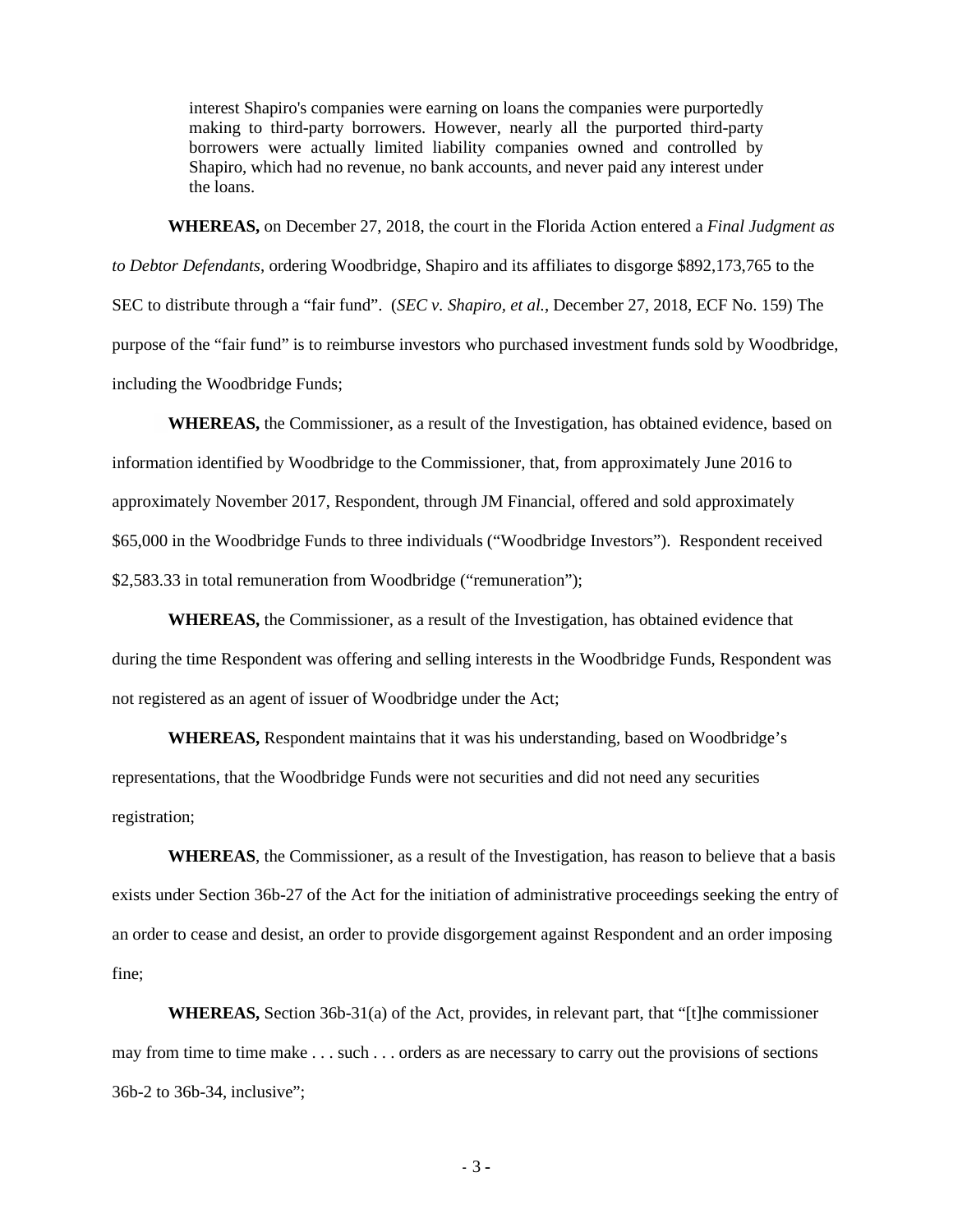> interest Shapiro's companies were earning on loans the companies were purportedly making to third-party borrowers. However, nearly all the purported third-party borrowers were actually limited liability companies owned and controlled by Shapiro, which had no revenue, no bank accounts, and never paid any interest under the loans.

**WHEREAS,** on December 27, 2018, the court in the Florida Action entered a *Final Judgment as to Debtor Defendants*, ordering Woodbridge, Shapiro and its affiliates to disgorge $892,173,765 to the SEC to distribute through a "fair fund". (*SEC v. Shapiro, et al.*, December 27, 2018, ECF No. 159) The purpose of the "fair fund" is to reimburse investors who purchased investment funds sold by Woodbridge, including the Woodbridge Funds;

**WHEREAS,** the Commissioner, as a result of the Investigation, has obtained evidence, based on information identified by Woodbridge to the Commissioner, that, from approximately June 2016 to approximately November 2017, Respondent, through JM Financial, offered and sold approximately $65,000 in the Woodbridge Funds to three individuals ("Woodbridge Investors"). Respondent received $2,583.33 in total remuneration from Woodbridge ("remuneration");

**WHEREAS,** the Commissioner, as a result of the Investigation, has obtained evidence that during the time Respondent was offering and selling interests in the Woodbridge Funds, Respondent was not registered as an agent of issuer of Woodbridge under the Act;

**WHEREAS,** Respondent maintains that it was his understanding, based on Woodbridge's representations, that the Woodbridge Funds were not securities and did not need any securities registration;

**WHEREAS**, the Commissioner, as a result of the Investigation, has reason to believe that a basis exists under Section 36b-27 of the Act for the initiation of administrative proceedings seeking the entry of an order to cease and desist, an order to provide disgorgement against Respondent and an order imposing fine;

**WHEREAS,** Section 36b-31(a) of the Act, provides, in relevant part, that "[t]he commissioner may from time to time make . . . such . . . orders as are necessary to carry out the provisions of sections 36b-2 to 36b-34, inclusive";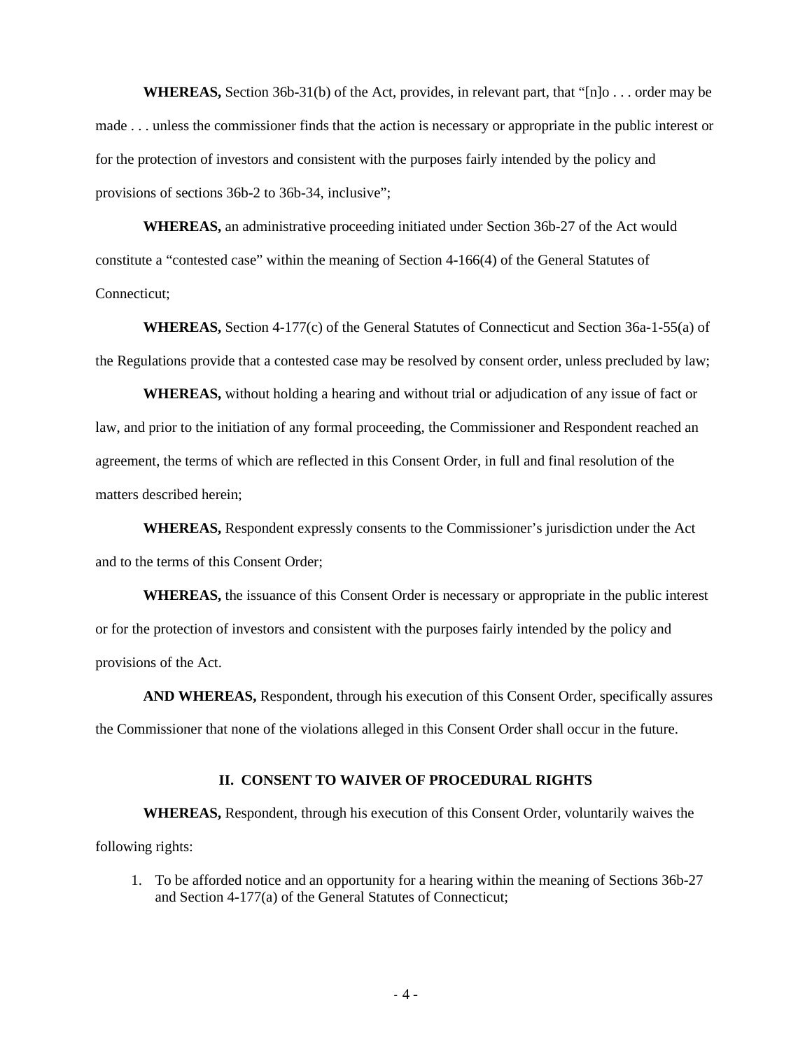**WHEREAS,** Section 36b-31(b) of the Act, provides, in relevant part, that "[n]o . . . order may be made . . . unless the commissioner finds that the action is necessary or appropriate in the public interest or for the protection of investors and consistent with the purposes fairly intended by the policy and provisions of sections 36b-2 to 36b-34, inclusive";

**WHEREAS,** an administrative proceeding initiated under Section 36b-27 of the Act would constitute a "contested case" within the meaning of Section 4-166(4) of the General Statutes of Connecticut;

**WHEREAS,** Section 4-177(c) of the General Statutes of Connecticut and Section 36a-1-55(a) of the Regulations provide that a contested case may be resolved by consent order, unless precluded by law;

**WHEREAS,** without holding a hearing and without trial or adjudication of any issue of fact or law, and prior to the initiation of any formal proceeding, the Commissioner and Respondent reached an agreement, the terms of which are reflected in this Consent Order, in full and final resolution of the matters described herein;

**WHEREAS,** Respondent expressly consents to the Commissioner's jurisdiction under the Act and to the terms of this Consent Order;

**WHEREAS,** the issuance of this Consent Order is necessary or appropriate in the public interest or for the protection of investors and consistent with the purposes fairly intended by the policy and provisions of the Act.

**AND WHEREAS,** Respondent, through his execution of this Consent Order, specifically assures the Commissioner that none of the violations alleged in this Consent Order shall occur in the future.

## II. CONSENT TO WAIVER OF PROCEDURAL RIGHTS

**WHEREAS,** Respondent, through his execution of this Consent Order, voluntarily waives the following rights:

1. To be afforded notice and an opportunity for a hearing within the meaning of Sections 36b-27 and Section 4-177(a) of the General Statutes of Connecticut;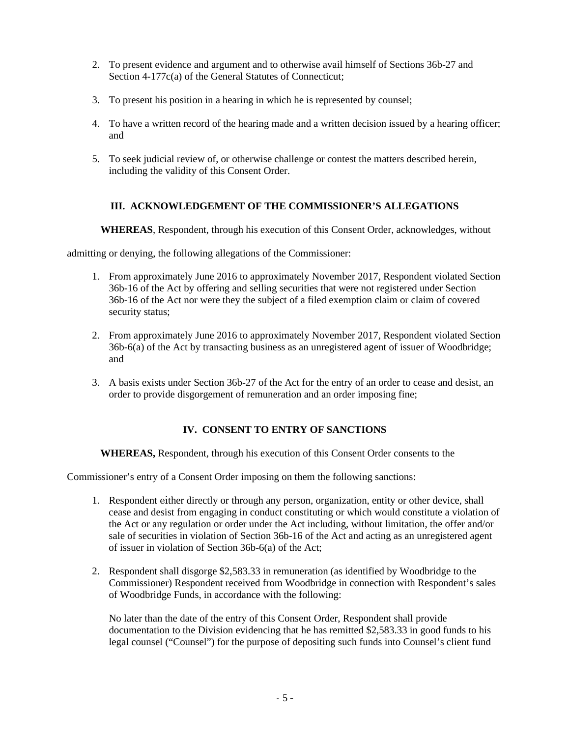2. To present evidence and argument and to otherwise avail himself of Sections 36b-27 and Section 4-177c(a) of the General Statutes of Connecticut;

3. To present his position in a hearing in which he is represented by counsel;

4. To have a written record of the hearing made and a written decision issued by a hearing officer; and

5. To seek judicial review of, or otherwise challenge or contest the matters described herein, including the validity of this Consent Order.

## III. ACKNOWLEDGEMENT OF THE COMMISSIONER'S ALLEGATIONS

**WHEREAS**, Respondent, through his execution of this Consent Order, acknowledges, without admitting or denying, the following allegations of the Commissioner:

1. From approximately June 2016 to approximately November 2017, Respondent violated Section 36b-16 of the Act by offering and selling securities that were not registered under Section 36b-16 of the Act nor were they the subject of a filed exemption claim or claim of covered security status;

2. From approximately June 2016 to approximately November 2017, Respondent violated Section 36b-6(a) of the Act by transacting business as an unregistered agent of issuer of Woodbridge; and

3. A basis exists under Section 36b-27 of the Act for the entry of an order to cease and desist, an order to provide disgorgement of remuneration and an order imposing fine;

## IV. CONSENT TO ENTRY OF SANCTIONS

**WHEREAS,** Respondent, through his execution of this Consent Order consents to the Commissioner's entry of a Consent Order imposing on them the following sanctions:

1. Respondent either directly or through any person, organization, entity or other device, shall cease and desist from engaging in conduct constituting or which would constitute a violation of the Act or any regulation or order under the Act including, without limitation, the offer and/or sale of securities in violation of Section 36b-16 of the Act and acting as an unregistered agent of issuer in violation of Section 36b-6(a) of the Act;

2. Respondent shall disgorge $2,583.33 in remuneration (as identified by Woodbridge to the Commissioner) Respondent received from Woodbridge in connection with Respondent's sales of Woodbridge Funds, in accordance with the following:

   No later than the date of the entry of this Consent Order, Respondent shall provide documentation to the Division evidencing that he has remitted $2,583.33 in good funds to his legal counsel ("Counsel") for the purpose of depositing such funds into Counsel's client fund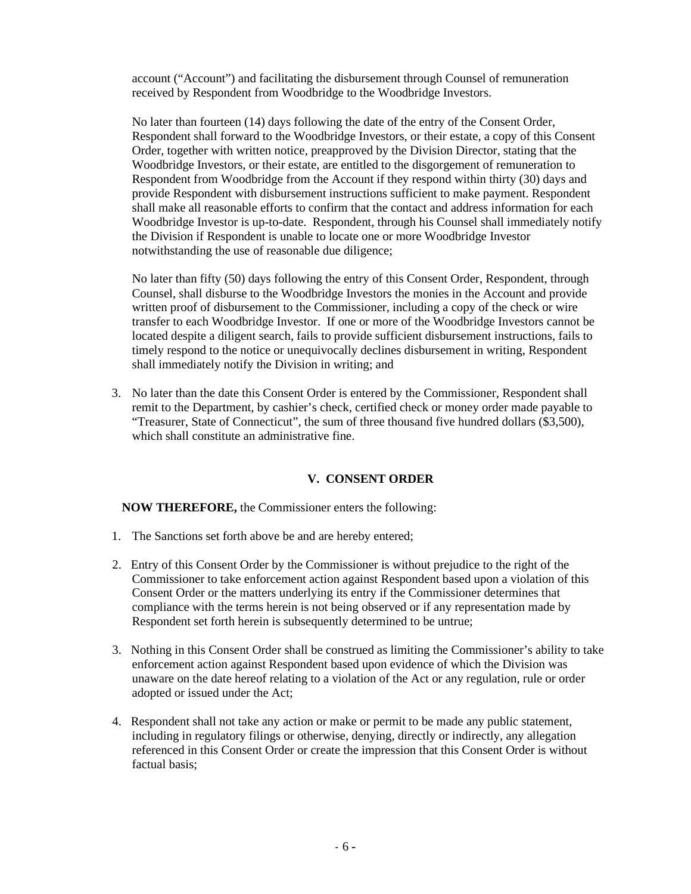account ("Account") and facilitating the disbursement through Counsel of remuneration received by Respondent from Woodbridge to the Woodbridge Investors.

No later than fourteen (14) days following the date of the entry of the Consent Order, Respondent shall forward to the Woodbridge Investors, or their estate, a copy of this Consent Order, together with written notice, preapproved by the Division Director, stating that the Woodbridge Investors, or their estate, are entitled to the disgorgement of remuneration to Respondent from Woodbridge from the Account if they respond within thirty (30) days and provide Respondent with disbursement instructions sufficient to make payment. Respondent shall make all reasonable efforts to confirm that the contact and address information for each Woodbridge Investor is up-to-date. Respondent, through his Counsel shall immediately notify the Division if Respondent is unable to locate one or more Woodbridge Investor notwithstanding the use of reasonable due diligence;

No later than fifty (50) days following the entry of this Consent Order, Respondent, through Counsel, shall disburse to the Woodbridge Investors the monies in the Account and provide written proof of disbursement to the Commissioner, including a copy of the check or wire transfer to each Woodbridge Investor. If one or more of the Woodbridge Investors cannot be located despite a diligent search, fails to provide sufficient disbursement instructions, fails to timely respond to the notice or unequivocally declines disbursement in writing, Respondent shall immediately notify the Division in writing; and

3. No later than the date this Consent Order is entered by the Commissioner, Respondent shall remit to the Department, by cashier's check, certified check or money order made payable to "Treasurer, State of Connecticut", the sum of three thousand five hundred dollars ($3,500), which shall constitute an administrative fine.

## V. CONSENT ORDER

**NOW THEREFORE,** the Commissioner enters the following:

1. The Sanctions set forth above be and are hereby entered;

2. Entry of this Consent Order by the Commissioner is without prejudice to the right of the Commissioner to take enforcement action against Respondent based upon a violation of this Consent Order or the matters underlying its entry if the Commissioner determines that compliance with the terms herein is not being observed or if any representation made by Respondent set forth herein is subsequently determined to be untrue;

3. Nothing in this Consent Order shall be construed as limiting the Commissioner's ability to take enforcement action against Respondent based upon evidence of which the Division was unaware on the date hereof relating to a violation of the Act or any regulation, rule or order adopted or issued under the Act;

4. Respondent shall not take any action or make or permit to be made any public statement, including in regulatory filings or otherwise, denying, directly or indirectly, any allegation referenced in this Consent Order or create the impression that this Consent Order is without factual basis;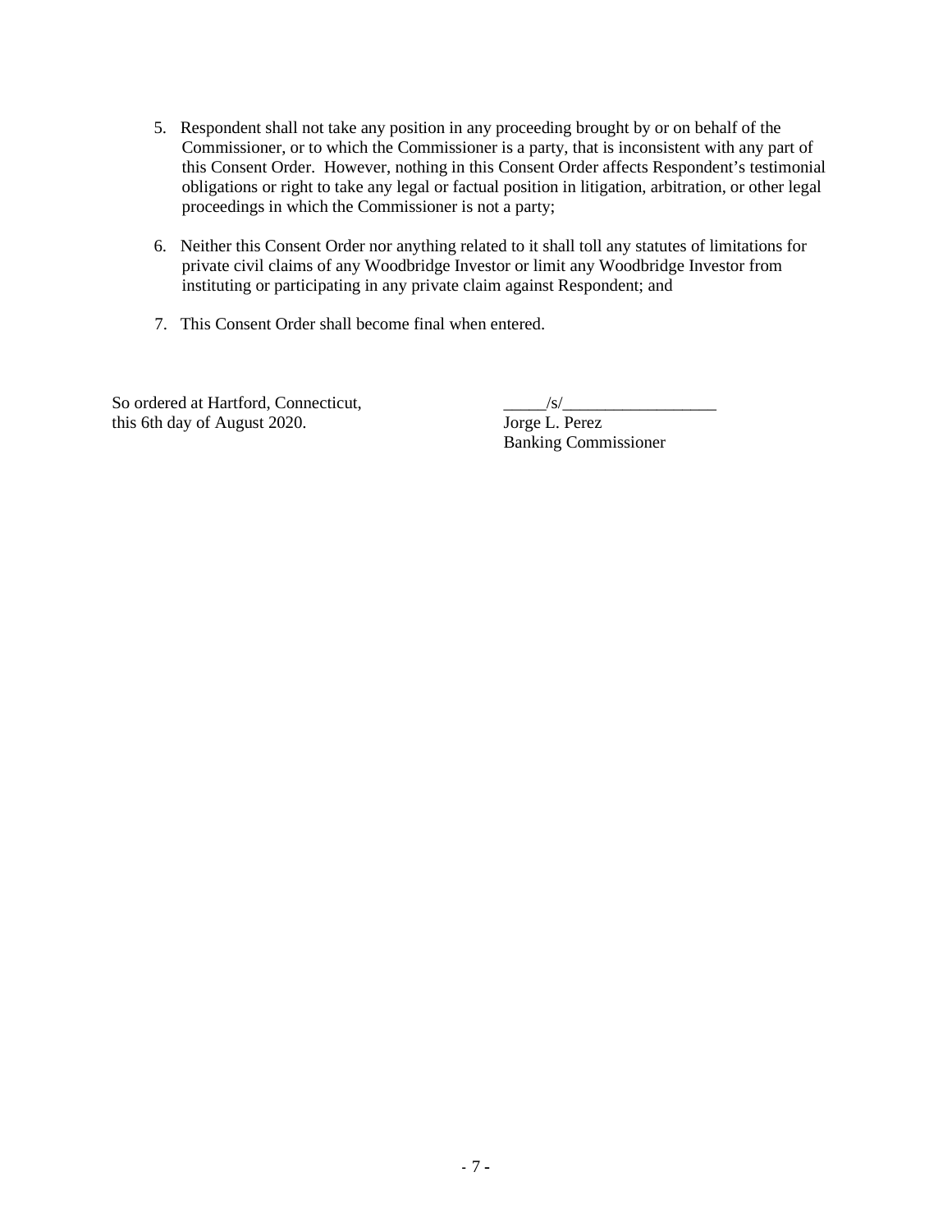5. Respondent shall not take any position in any proceeding brought by or on behalf of the Commissioner, or to which the Commissioner is a party, that is inconsistent with any part of this Consent Order. However, nothing in this Consent Order affects Respondent's testimonial obligations or right to take any legal or factual position in litigation, arbitration, or other legal proceedings in which the Commissioner is not a party;

6. Neither this Consent Order nor anything related to it shall toll any statutes of limitations for private civil claims of any Woodbridge Investor or limit any Woodbridge Investor from instituting or participating in any private claim against Respondent; and

7. This Consent Order shall become final when entered.

So ordered at Hartford, Connecticut,
this 6th day of August 2020.

_____/s/__________________
Jorge L. Perez
Banking Commissioner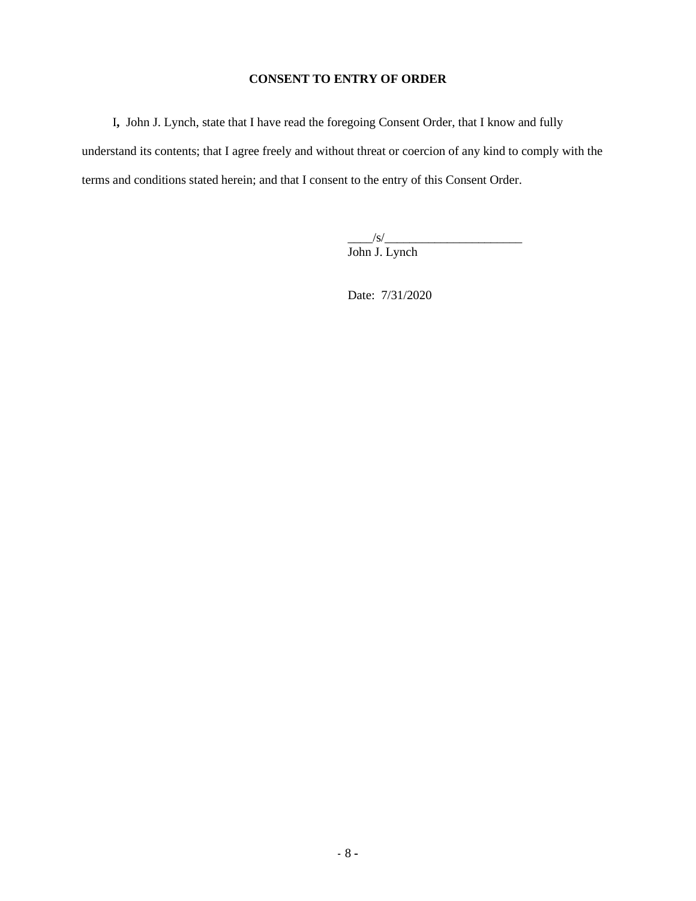**CONSENT TO ENTRY OF ORDER**

I, John J. Lynch, state that I have read the foregoing Consent Order, that I know and fully understand its contents; that I agree freely and without threat or coercion of any kind to comply with the terms and conditions stated herein; and that I consent to the entry of this Consent Order.

____/s/______________________

John J. Lynch

Date: 7/31/2020